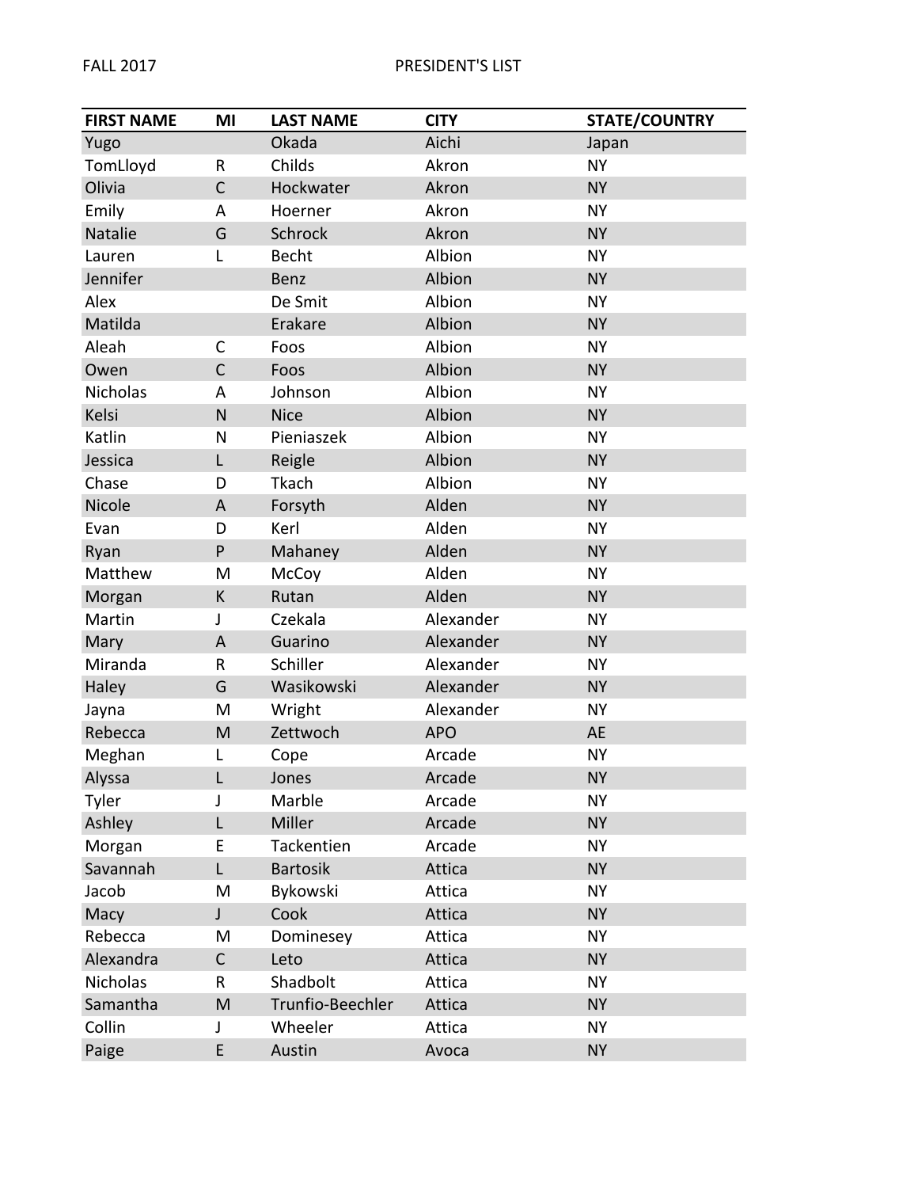FALL 2017 PRESIDENT'S LIST

| FIRST NAME | MI | LAST NAME | CITY | STATE/COUNTRY |
|---|---|---|---|---|
| Yugo | | Okada | Aichi | Japan |
| TomLloyd | R | Childs | Akron | NY |
| Olivia | C | Hockwater | Akron | NY |
| Emily | A | Hoerner | Akron | NY |
| Natalie | G | Schrock | Akron | NY |
| Lauren | L | Becht | Albion | NY |
| Jennifer | | Benz | Albion | NY |
| Alex | | De Smit | Albion | NY |
| Matilda | | Erakare | Albion | NY |
| Aleah | C | Foos | Albion | NY |
| Owen | C | Foos | Albion | NY |
| Nicholas | A | Johnson | Albion | NY |
| Kelsi | N | Nice | Albion | NY |
| Katlin | N | Pieniaszek | Albion | NY |
| Jessica | L | Reigle | Albion | NY |
| Chase | D | Tkach | Albion | NY |
| Nicole | A | Forsyth | Alden | NY |
| Evan | D | Kerl | Alden | NY |
| Ryan | P | Mahaney | Alden | NY |
| Matthew | M | McCoy | Alden | NY |
| Morgan | K | Rutan | Alden | NY |
| Martin | J | Czekala | Alexander | NY |
| Mary | A | Guarino | Alexander | NY |
| Miranda | R | Schiller | Alexander | NY |
| Haley | G | Wasikowski | Alexander | NY |
| Jayna | M | Wright | Alexander | NY |
| Rebecca | M | Zettwoch | APO | AE |
| Meghan | L | Cope | Arcade | NY |
| Alyssa | L | Jones | Arcade | NY |
| Tyler | J | Marble | Arcade | NY |
| Ashley | L | Miller | Arcade | NY |
| Morgan | E | Tackentien | Arcade | NY |
| Savannah | L | Bartosik | Attica | NY |
| Jacob | M | Bykowski | Attica | NY |
| Macy | J | Cook | Attica | NY |
| Rebecca | M | Dominesey | Attica | NY |
| Alexandra | C | Leto | Attica | NY |
| Nicholas | R | Shadbolt | Attica | NY |
| Samantha | M | Trunfio-Beechler | Attica | NY |
| Collin | J | Wheeler | Attica | NY |
| Paige | E | Austin | Avoca | NY |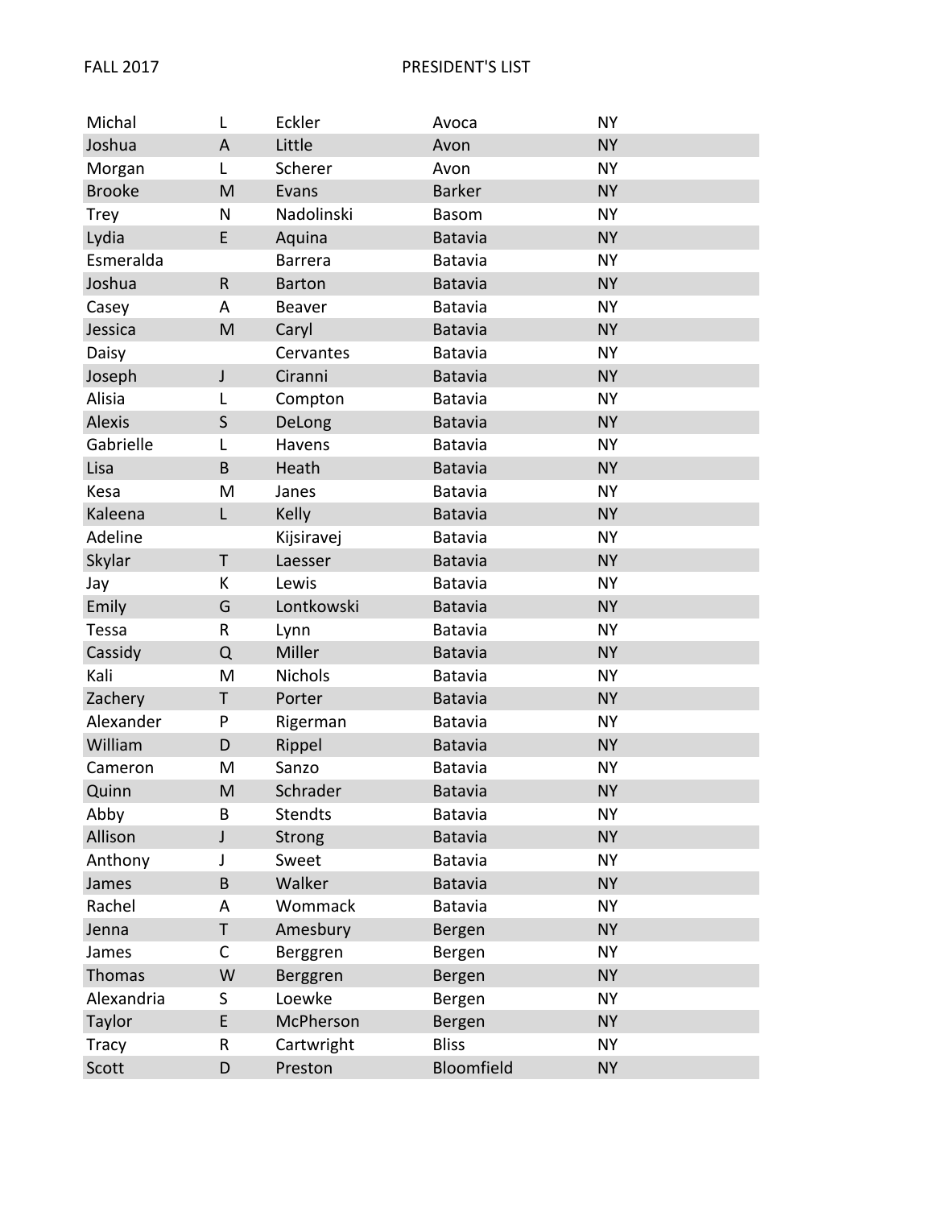FALL 2017 PRESIDENT'S LIST

| | | | | |
|---|---|---|---|---|
| Michal | L | Eckler | Avoca | NY |
| Joshua | A | Little | Avon | NY |
| Morgan | L | Scherer | Avon | NY |
| Brooke | M | Evans | Barker | NY |
| Trey | N | Nadolinski | Basom | NY |
| Lydia | E | Aquina | Batavia | NY |
| Esmeralda | | Barrera | Batavia | NY |
| Joshua | R | Barton | Batavia | NY |
| Casey | A | Beaver | Batavia | NY |
| Jessica | M | Caryl | Batavia | NY |
| Daisy | | Cervantes | Batavia | NY |
| Joseph | J | Ciranni | Batavia | NY |
| Alisia | L | Compton | Batavia | NY |
| Alexis | S | DeLong | Batavia | NY |
| Gabrielle | L | Havens | Batavia | NY |
| Lisa | B | Heath | Batavia | NY |
| Kesa | M | Janes | Batavia | NY |
| Kaleena | L | Kelly | Batavia | NY |
| Adeline | | Kijsiravej | Batavia | NY |
| Skylar | T | Laesser | Batavia | NY |
| Jay | K | Lewis | Batavia | NY |
| Emily | G | Lontkowski | Batavia | NY |
| Tessa | R | Lynn | Batavia | NY |
| Cassidy | Q | Miller | Batavia | NY |
| Kali | M | Nichols | Batavia | NY |
| Zachery | T | Porter | Batavia | NY |
| Alexander | P | Rigerman | Batavia | NY |
| William | D | Rippel | Batavia | NY |
| Cameron | M | Sanzo | Batavia | NY |
| Quinn | M | Schrader | Batavia | NY |
| Abby | B | Stendts | Batavia | NY |
| Allison | J | Strong | Batavia | NY |
| Anthony | J | Sweet | Batavia | NY |
| James | B | Walker | Batavia | NY |
| Rachel | A | Wommack | Batavia | NY |
| Jenna | T | Amesbury | Bergen | NY |
| James | C | Berggren | Bergen | NY |
| Thomas | W | Berggren | Bergen | NY |
| Alexandria | S | Loewke | Bergen | NY |
| Taylor | E | McPherson | Bergen | NY |
| Tracy | R | Cartwright | Bliss | NY |
| Scott | D | Preston | Bloomfield | NY |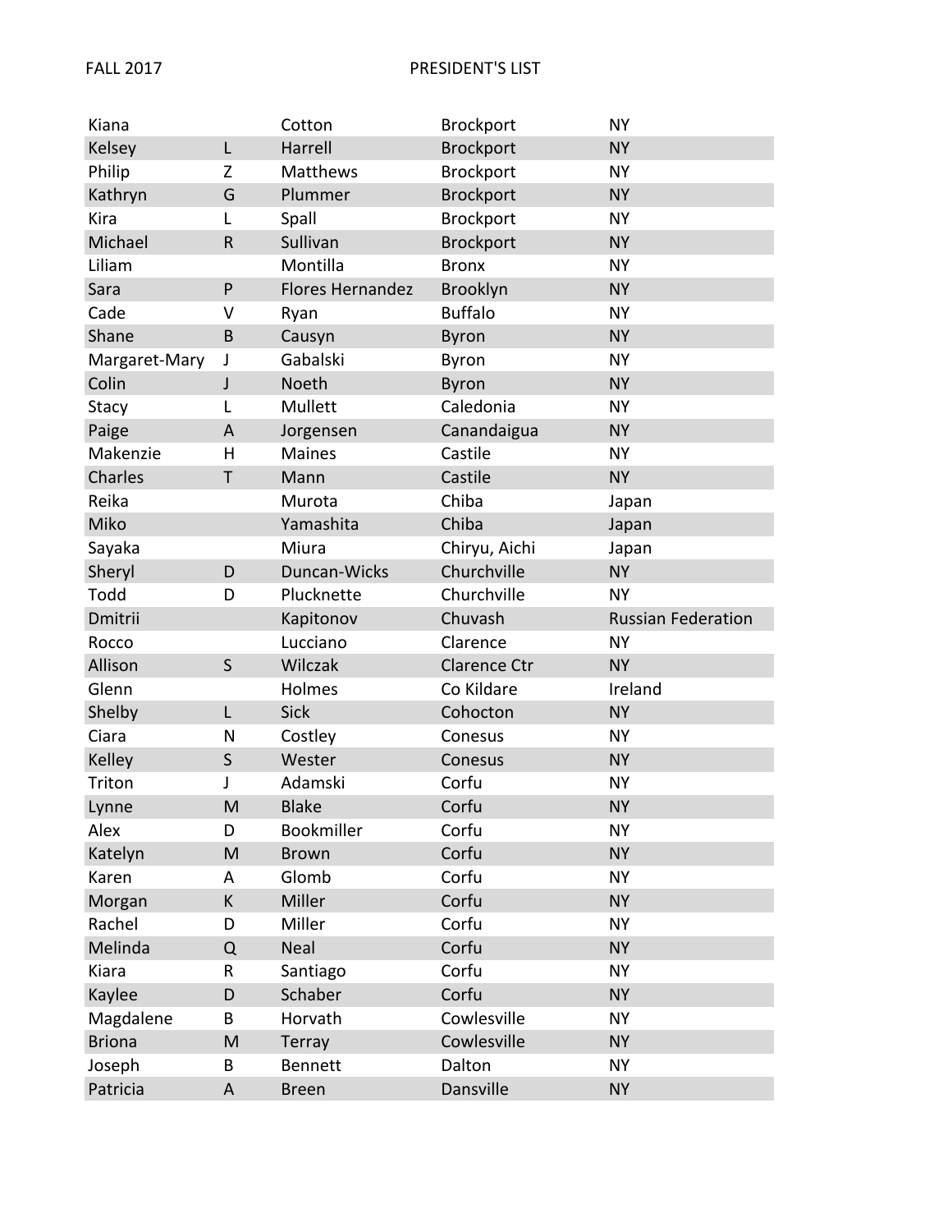| | | | | |
|---|---|---|---|---|
| Kiana | | Cotton | Brockport | NY |
| Kelsey | L | Harrell | Brockport | NY |
| Philip | Z | Matthews | Brockport | NY |
| Kathryn | G | Plummer | Brockport | NY |
| Kira | L | Spall | Brockport | NY |
| Michael | R | Sullivan | Brockport | NY |
| Liliam | | Montilla | Bronx | NY |
| Sara | P | Flores Hernandez | Brooklyn | NY |
| Cade | V | Ryan | Buffalo | NY |
| Shane | B | Causyn | Byron | NY |
| Margaret-Mary | J | Gabalski | Byron | NY |
| Colin | J | Noeth | Byron | NY |
| Stacy | L | Mullett | Caledonia | NY |
| Paige | A | Jorgensen | Canandaigua | NY |
| Makenzie | H | Maines | Castile | NY |
| Charles | T | Mann | Castile | NY |
| Reika | | Murota | Chiba | Japan |
| Miko | | Yamashita | Chiba | Japan |
| Sayaka | | Miura | Chiryu, Aichi | Japan |
| Sheryl | D | Duncan-Wicks | Churchville | NY |
| Todd | D | Plucknette | Churchville | NY |
| Dmitrii | | Kapitonov | Chuvash | Russian Federation |
| Rocco | | Lucciano | Clarence | NY |
| Allison | S | Wilczak | Clarence Ctr | NY |
| Glenn | | Holmes | Co Kildare | Ireland |
| Shelby | L | Sick | Cohocton | NY |
| Ciara | N | Costley | Conesus | NY |
| Kelley | S | Wester | Conesus | NY |
| Triton | J | Adamski | Corfu | NY |
| Lynne | M | Blake | Corfu | NY |
| Alex | D | Bookmiller | Corfu | NY |
| Katelyn | M | Brown | Corfu | NY |
| Karen | A | Glomb | Corfu | NY |
| Morgan | K | Miller | Corfu | NY |
| Rachel | D | Miller | Corfu | NY |
| Melinda | Q | Neal | Corfu | NY |
| Kiara | R | Santiago | Corfu | NY |
| Kaylee | D | Schaber | Corfu | NY |
| Magdalene | B | Horvath | Cowlesville | NY |
| Briona | M | Terray | Cowlesville | NY |
| Joseph | B | Bennett | Dalton | NY |
| Patricia | A | Breen | Dansville | NY |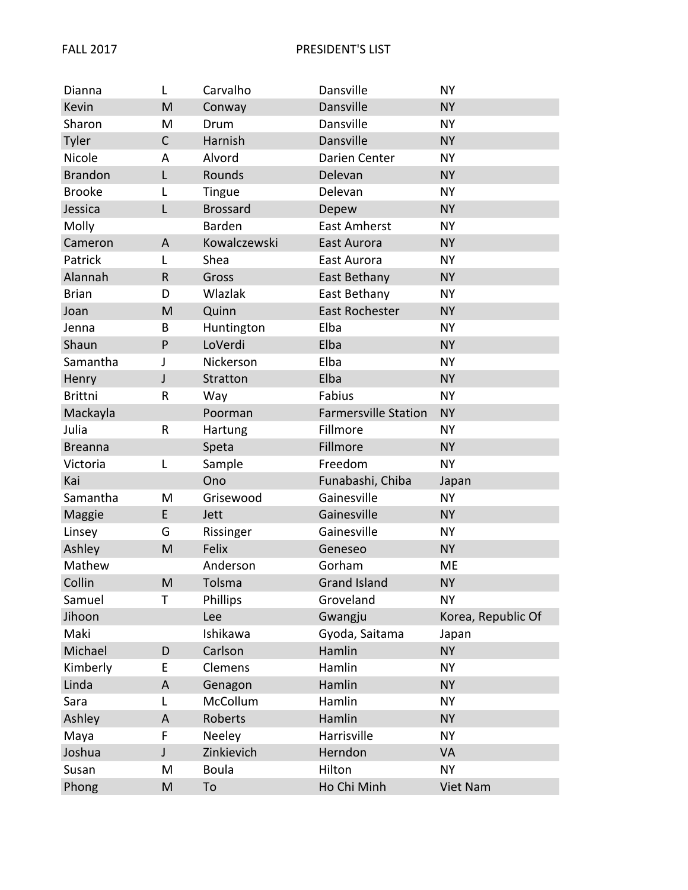| | | | | |
|---|---|---|---|---|
| Dianna | L | Carvalho | Dansville | NY |
| Kevin | M | Conway | Dansville | NY |
| Sharon | M | Drum | Dansville | NY |
| Tyler | C | Harnish | Dansville | NY |
| Nicole | A | Alvord | Darien Center | NY |
| Brandon | L | Rounds | Delevan | NY |
| Brooke | L | Tingue | Delevan | NY |
| Jessica | L | Brossard | Depew | NY |
| Molly | | Barden | East Amherst | NY |
| Cameron | A | Kowalczewski | East Aurora | NY |
| Patrick | L | Shea | East Aurora | NY |
| Alannah | R | Gross | East Bethany | NY |
| Brian | D | Wlazlak | East Bethany | NY |
| Joan | M | Quinn | East Rochester | NY |
| Jenna | B | Huntington | Elba | NY |
| Shaun | P | LoVerdi | Elba | NY |
| Samantha | J | Nickerson | Elba | NY |
| Henry | J | Stratton | Elba | NY |
| Brittni | R | Way | Fabius | NY |
| Mackayla | | Poorman | Farmersville Station | NY |
| Julia | R | Hartung | Fillmore | NY |
| Breanna | | Speta | Fillmore | NY |
| Victoria | L | Sample | Freedom | NY |
| Kai | | Ono | Funabashi, Chiba | Japan |
| Samantha | M | Grisewood | Gainesville | NY |
| Maggie | E | Jett | Gainesville | NY |
| Linsey | G | Rissinger | Gainesville | NY |
| Ashley | M | Felix | Geneseo | NY |
| Mathew | | Anderson | Gorham | ME |
| Collin | M | Tolsma | Grand Island | NY |
| Samuel | T | Phillips | Groveland | NY |
| Jihoon | | Lee | Gwangju | Korea, Republic Of |
| Maki | | Ishikawa | Gyoda, Saitama | Japan |
| Michael | D | Carlson | Hamlin | NY |
| Kimberly | E | Clemens | Hamlin | NY |
| Linda | A | Genagon | Hamlin | NY |
| Sara | L | McCollum | Hamlin | NY |
| Ashley | A | Roberts | Hamlin | NY |
| Maya | F | Neeley | Harrisville | NY |
| Joshua | J | Zinkievich | Herndon | VA |
| Susan | M | Boula | Hilton | NY |
| Phong | M | To | Ho Chi Minh | Viet Nam |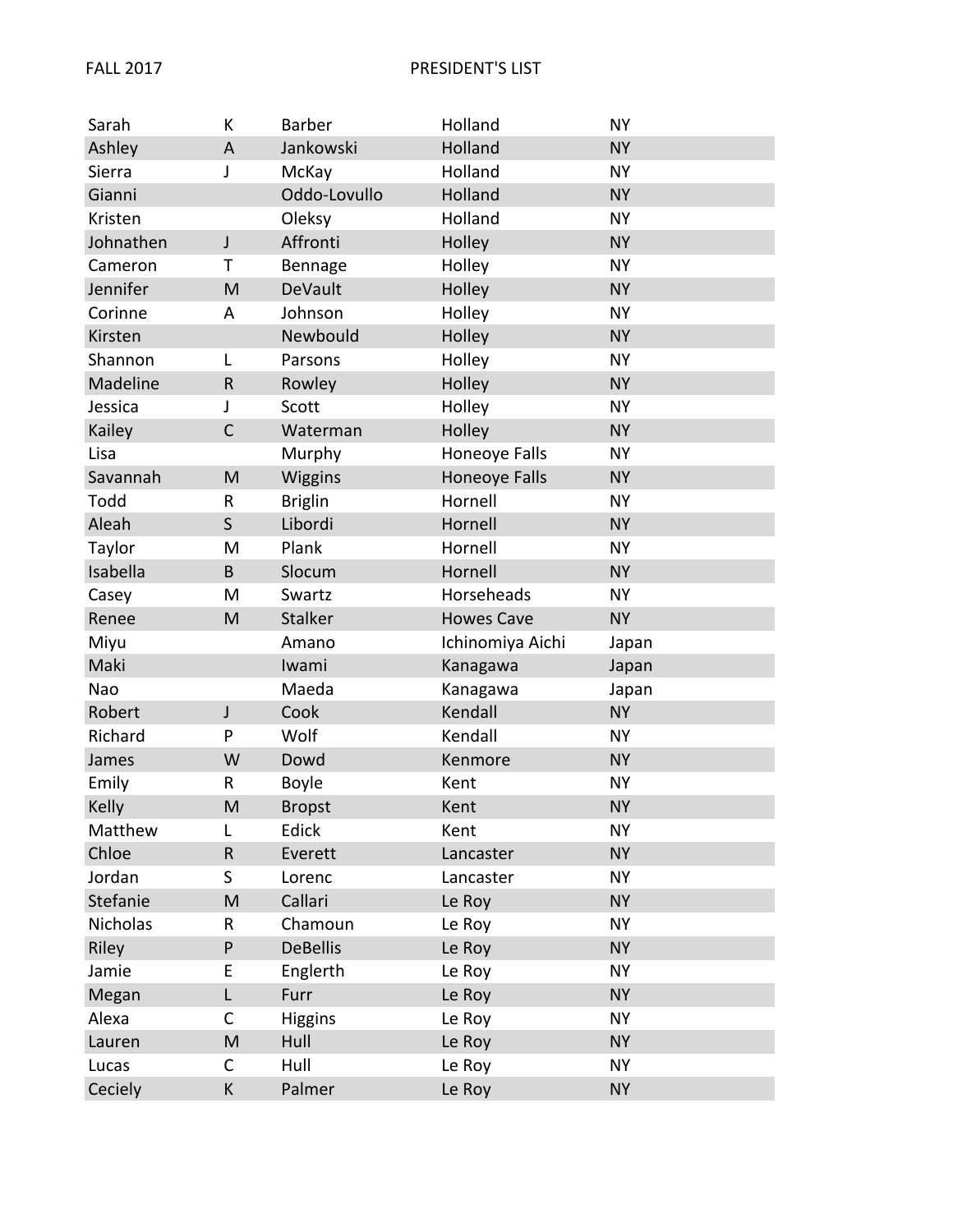| | | | | |
|---|---|---|---|---|
| Sarah | K | Barber | Holland | NY |
| Ashley | A | Jankowski | Holland | NY |
| Sierra | J | McKay | Holland | NY |
| Gianni | | Oddo-Lovullo | Holland | NY |
| Kristen | | Oleksy | Holland | NY |
| Johnathen | J | Affronti | Holley | NY |
| Cameron | T | Bennage | Holley | NY |
| Jennifer | M | DeVault | Holley | NY |
| Corinne | A | Johnson | Holley | NY |
| Kirsten | | Newbould | Holley | NY |
| Shannon | L | Parsons | Holley | NY |
| Madeline | R | Rowley | Holley | NY |
| Jessica | J | Scott | Holley | NY |
| Kailey | C | Waterman | Holley | NY |
| Lisa | | Murphy | Honeoye Falls | NY |
| Savannah | M | Wiggins | Honeoye Falls | NY |
| Todd | R | Briglin | Hornell | NY |
| Aleah | S | Libordi | Hornell | NY |
| Taylor | M | Plank | Hornell | NY |
| Isabella | B | Slocum | Hornell | NY |
| Casey | M | Swartz | Horseheads | NY |
| Renee | M | Stalker | Howes Cave | NY |
| Miyu | | Amano | Ichinomiya Aichi | Japan |
| Maki | | Iwami | Kanagawa | Japan |
| Nao | | Maeda | Kanagawa | Japan |
| Robert | J | Cook | Kendall | NY |
| Richard | P | Wolf | Kendall | NY |
| James | W | Dowd | Kenmore | NY |
| Emily | R | Boyle | Kent | NY |
| Kelly | M | Bropst | Kent | NY |
| Matthew | L | Edick | Kent | NY |
| Chloe | R | Everett | Lancaster | NY |
| Jordan | S | Lorenc | Lancaster | NY |
| Stefanie | M | Callari | Le Roy | NY |
| Nicholas | R | Chamoun | Le Roy | NY |
| Riley | P | DeBellis | Le Roy | NY |
| Jamie | E | Englerth | Le Roy | NY |
| Megan | L | Furr | Le Roy | NY |
| Alexa | C | Higgins | Le Roy | NY |
| Lauren | M | Hull | Le Roy | NY |
| Lucas | C | Hull | Le Roy | NY |
| Ceciely | K | Palmer | Le Roy | NY |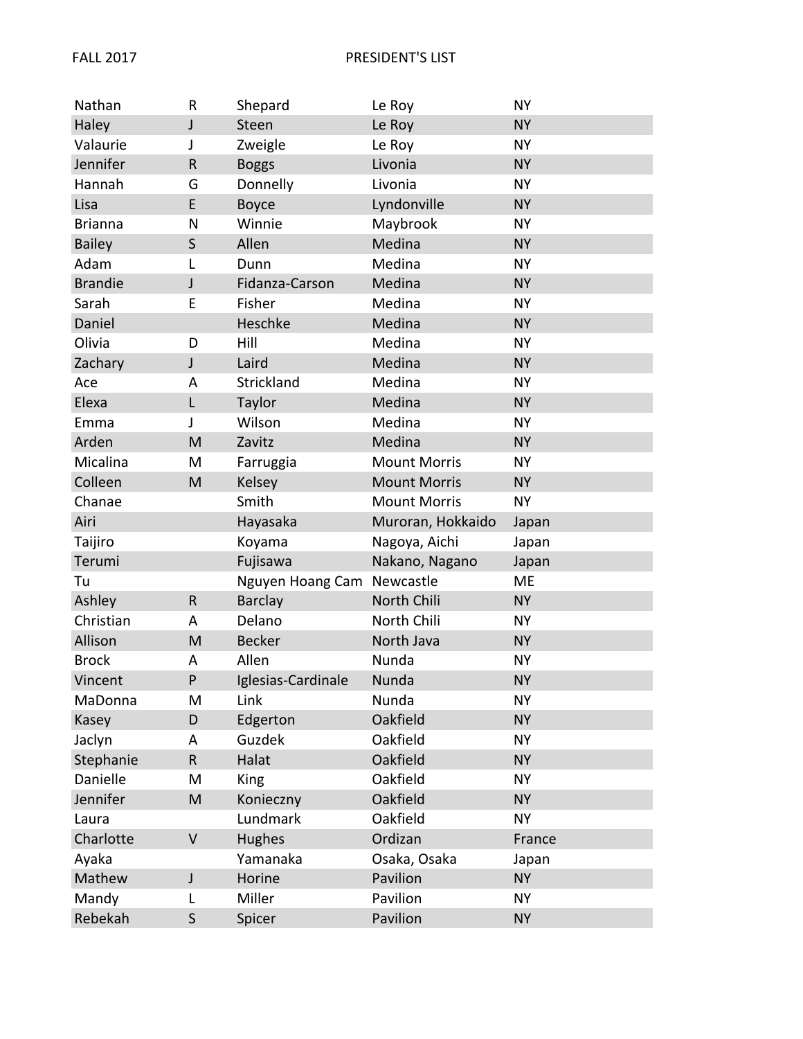FALL 2017 PRESIDENT'S LIST

| | | | | |
|---|---|---|---|---|
| Nathan | R | Shepard | Le Roy | NY |
| Haley | J | Steen | Le Roy | NY |
| Valaurie | J | Zweigle | Le Roy | NY |
| Jennifer | R | Boggs | Livonia | NY |
| Hannah | G | Donnelly | Livonia | NY |
| Lisa | E | Boyce | Lyndonville | NY |
| Brianna | N | Winnie | Maybrook | NY |
| Bailey | S | Allen | Medina | NY |
| Adam | L | Dunn | Medina | NY |
| Brandie | J | Fidanza-Carson | Medina | NY |
| Sarah | E | Fisher | Medina | NY |
| Daniel | | Heschke | Medina | NY |
| Olivia | D | Hill | Medina | NY |
| Zachary | J | Laird | Medina | NY |
| Ace | A | Strickland | Medina | NY |
| Elexa | L | Taylor | Medina | NY |
| Emma | J | Wilson | Medina | NY |
| Arden | M | Zavitz | Medina | NY |
| Micalina | M | Farruggia | Mount Morris | NY |
| Colleen | M | Kelsey | Mount Morris | NY |
| Chanae | | Smith | Mount Morris | NY |
| Airi | | Hayasaka | Muroran, Hokkaido | Japan |
| Taijiro | | Koyama | Nagoya, Aichi | Japan |
| Terumi | | Fujisawa | Nakano, Nagano | Japan |
| Tu | | Nguyen Hoang Cam | Newcastle | ME |
| Ashley | R | Barclay | North Chili | NY |
| Christian | A | Delano | North Chili | NY |
| Allison | M | Becker | North Java | NY |
| Brock | A | Allen | Nunda | NY |
| Vincent | P | Iglesias-Cardinale | Nunda | NY |
| MaDonna | M | Link | Nunda | NY |
| Kasey | D | Edgerton | Oakfield | NY |
| Jaclyn | A | Guzdek | Oakfield | NY |
| Stephanie | R | Halat | Oakfield | NY |
| Danielle | M | King | Oakfield | NY |
| Jennifer | M | Konieczny | Oakfield | NY |
| Laura | | Lundmark | Oakfield | NY |
| Charlotte | V | Hughes | Ordizan | France |
| Ayaka | | Yamanaka | Osaka, Osaka | Japan |
| Mathew | J | Horine | Pavilion | NY |
| Mandy | L | Miller | Pavilion | NY |
| Rebekah | S | Spicer | Pavilion | NY |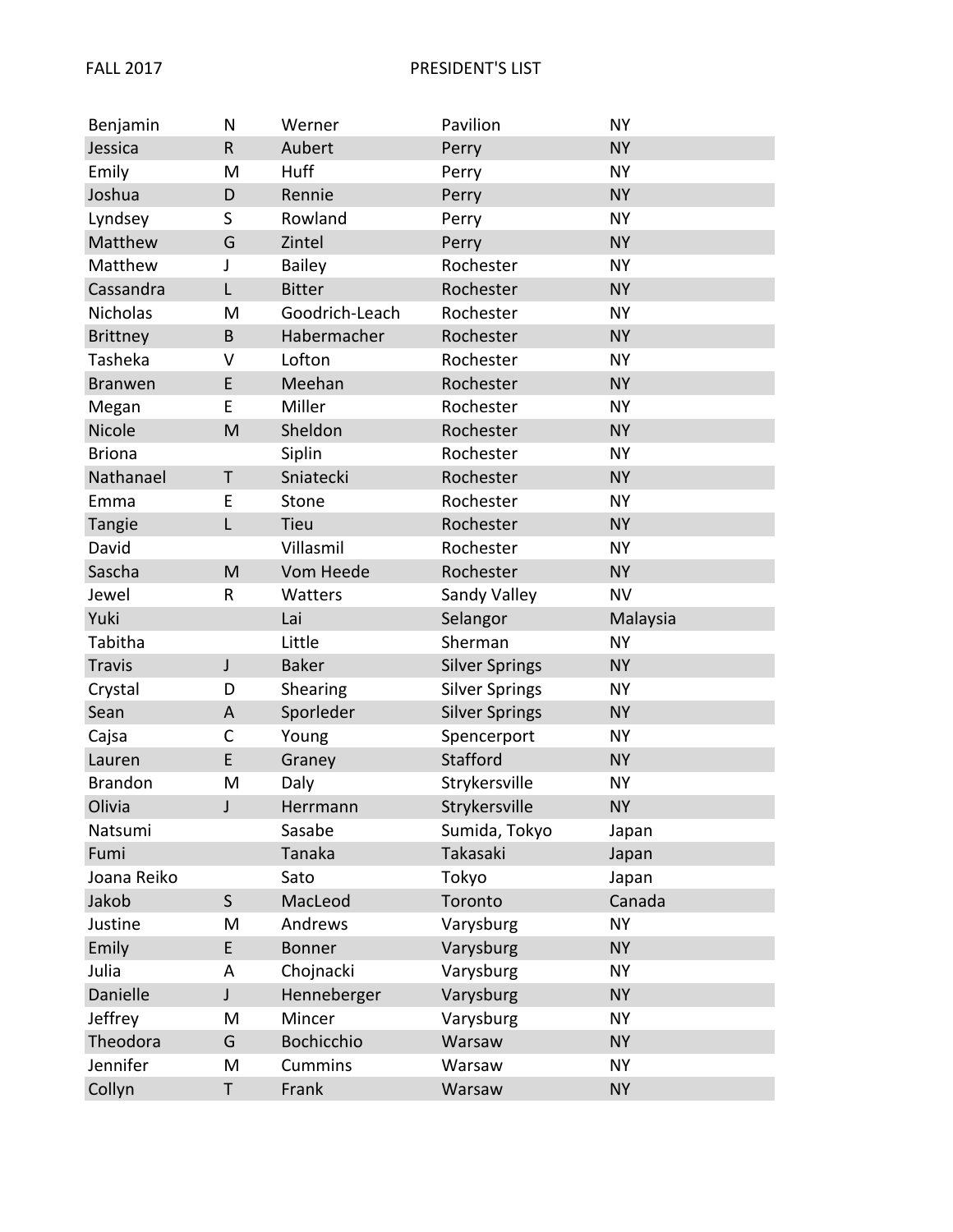FALL 2017 PRESIDENT'S LIST

| | | | | |
|---|---|---|---|---|
| Benjamin | N | Werner | Pavilion | NY |
| Jessica | R | Aubert | Perry | NY |
| Emily | M | Huff | Perry | NY |
| Joshua | D | Rennie | Perry | NY |
| Lyndsey | S | Rowland | Perry | NY |
| Matthew | G | Zintel | Perry | NY |
| Matthew | J | Bailey | Rochester | NY |
| Cassandra | L | Bitter | Rochester | NY |
| Nicholas | M | Goodrich-Leach | Rochester | NY |
| Brittney | B | Habermacher | Rochester | NY |
| Tasheka | V | Lofton | Rochester | NY |
| Branwen | E | Meehan | Rochester | NY |
| Megan | E | Miller | Rochester | NY |
| Nicole | M | Sheldon | Rochester | NY |
| Briona | | Siplin | Rochester | NY |
| Nathanael | T | Sniatecki | Rochester | NY |
| Emma | E | Stone | Rochester | NY |
| Tangie | L | Tieu | Rochester | NY |
| David | | Villasmil | Rochester | NY |
| Sascha | M | Vom Heede | Rochester | NY |
| Jewel | R | Watters | Sandy Valley | NV |
| Yuki | | Lai | Selangor | Malaysia |
| Tabitha | | Little | Sherman | NY |
| Travis | J | Baker | Silver Springs | NY |
| Crystal | D | Shearing | Silver Springs | NY |
| Sean | A | Sporleder | Silver Springs | NY |
| Cajsa | C | Young | Spencerport | NY |
| Lauren | E | Graney | Stafford | NY |
| Brandon | M | Daly | Strykersville | NY |
| Olivia | J | Herrmann | Strykersville | NY |
| Natsumi | | Sasabe | Sumida, Tokyo | Japan |
| Fumi | | Tanaka | Takasaki | Japan |
| Joana Reiko | | Sato | Tokyo | Japan |
| Jakob | S | MacLeod | Toronto | Canada |
| Justine | M | Andrews | Varysburg | NY |
| Emily | E | Bonner | Varysburg | NY |
| Julia | A | Chojnacki | Varysburg | NY |
| Danielle | J | Henneberger | Varysburg | NY |
| Jeffrey | M | Mincer | Varysburg | NY |
| Theodora | G | Bochicchio | Warsaw | NY |
| Jennifer | M | Cummins | Warsaw | NY |
| Collyn | T | Frank | Warsaw | NY |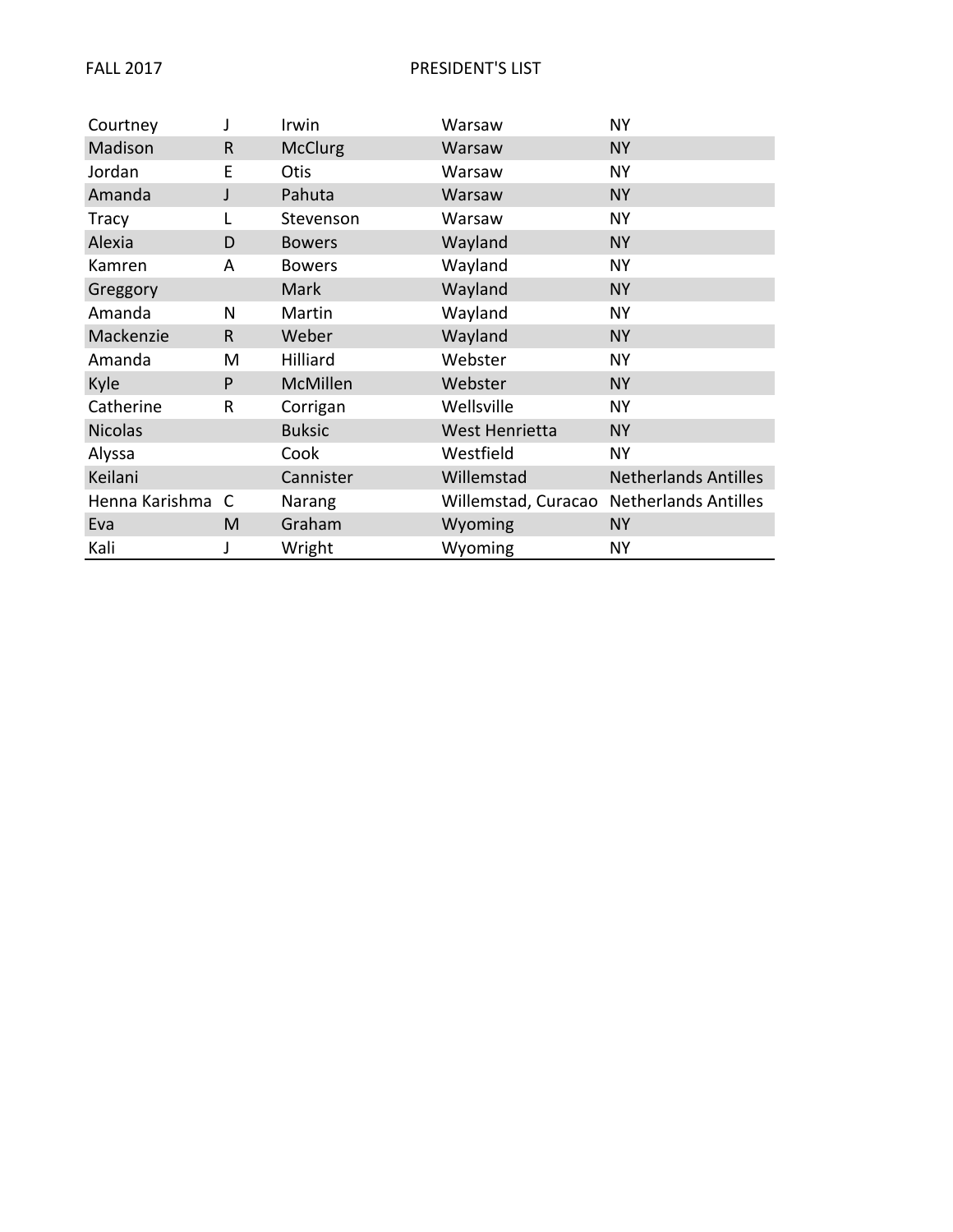FALL 2017 PRESIDENT'S LIST

| | | | | |
|---|---|---|---|---|
| Courtney | J | Irwin | Warsaw | NY |
| Madison | R | McClurg | Warsaw | NY |
| Jordan | E | Otis | Warsaw | NY |
| Amanda | J | Pahuta | Warsaw | NY |
| Tracy | L | Stevenson | Warsaw | NY |
| Alexia | D | Bowers | Wayland | NY |
| Kamren | A | Bowers | Wayland | NY |
| Greggory | | Mark | Wayland | NY |
| Amanda | N | Martin | Wayland | NY |
| Mackenzie | R | Weber | Wayland | NY |
| Amanda | M | Hilliard | Webster | NY |
| Kyle | P | McMillen | Webster | NY |
| Catherine | R | Corrigan | Wellsville | NY |
| Nicolas | | Buksic | West Henrietta | NY |
| Alyssa | | Cook | Westfield | NY |
| Keilani | | Cannister | Willemstad | Netherlands Antilles |
| Henna Karishma | C | Narang | Willemstad, Curacao | Netherlands Antilles |
| Eva | M | Graham | Wyoming | NY |
| Kali | J | Wright | Wyoming | NY |